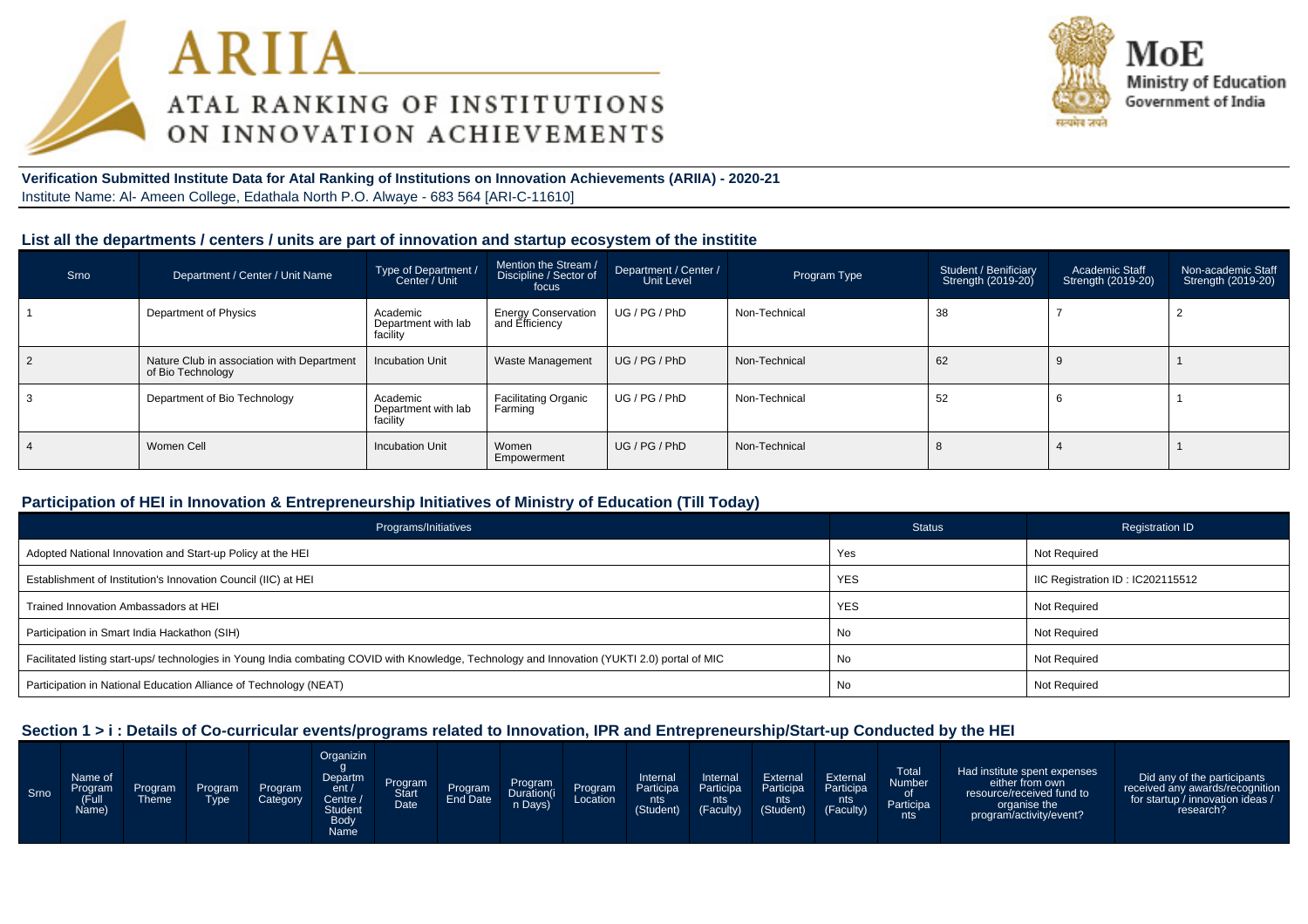# ARIIA
## ATAL RANKING OF INSTITUTIONS ON INNOVATION ACHIEVEMENTS

**MoE**
Ministry of Education
Government of India

**Verification Submitted Institute Data for Atal Ranking of Institutions on Innovation Achievements (ARIIA) - 2020-21**
Institute Name: Al- Ameen College, Edathala North P.O. Alwaye - 683 564 [ARI-C-11610]

### List all the departments / centers / units are part of innovation and startup ecosystem of the institite

| Srno | Department / Center / Unit Name | Type of Department / Center / Unit | Mention the Stream / Discipline / Sector of focus | Department / Center / Unit Level | Program Type | Student / Benificiary Strength (2019-20) | Academic Staff Strength (2019-20) | Non-academic Staff Strength (2019-20) |
|---|---|---|---|---|---|---|---|---|
| 1 | Department of Physics | Academic Department with lab facility | Energy Conservation and Efficiency | UG / PG / PhD | Non-Technical | 38 | 7 | 2 |
| 2 | Nature Club in association with Department of Bio Technology | Incubation Unit | Waste Management | UG / PG / PhD | Non-Technical | 62 | 9 | 1 |
| 3 | Department of Bio Technology | Academic Department with lab facility | Facilitating Organic Farming | UG / PG / PhD | Non-Technical | 52 | 6 | 1 |
| 4 | Women Cell | Incubation Unit | Women Empowerment | UG / PG / PhD | Non-Technical | 8 | 4 | 1 |

### Participation of HEI in Innovation & Entrepreneurship Initiatives of Ministry of Education (Till Today)

| Programs/Initiatives | Status | Registration ID |
|---|---|---|
| Adopted National Innovation and Start-up Policy at the HEI | Yes | Not Required |
| Establishment of Institution's Innovation Council (IIC) at HEI | YES | IIC Registration ID : IC202115512 |
| Trained Innovation Ambassadors at HEI | YES | Not Required |
| Participation in Smart India Hackathon (SIH) | No | Not Required |
| Facilitated listing start-ups/ technologies in Young India combating COVID with Knowledge, Technology and Innovation (YUKTI 2.0) portal of MIC | No | Not Required |
| Participation in National Education Alliance of Technology (NEAT) | No | Not Required |

### Section 1 > i : Details of Co-curricular events/programs related to Innovation, IPR and Entrepreneurship/Start-up Conducted by the HEI

| Srno | Name of Program (Full Name) | Program Theme | Program Type | Program Category | Organizing Department / Centre / Student Body Name | Program Start Date | Program End Date | Program Duration(in Days) | Program Location | Internal Participants (Student) | Internal Participants (Faculty) | External Participants (Student) | External Participants (Faculty) | Total Number of Participants | Had institute spent expenses either from own resource/received fund to organise the program/activity/event? | Did any of the participants received any awards/recognition for startup / innovation ideas / research? |
|---|---|---|---|---|---|---|---|---|---|---|---|---|---|---|---|---|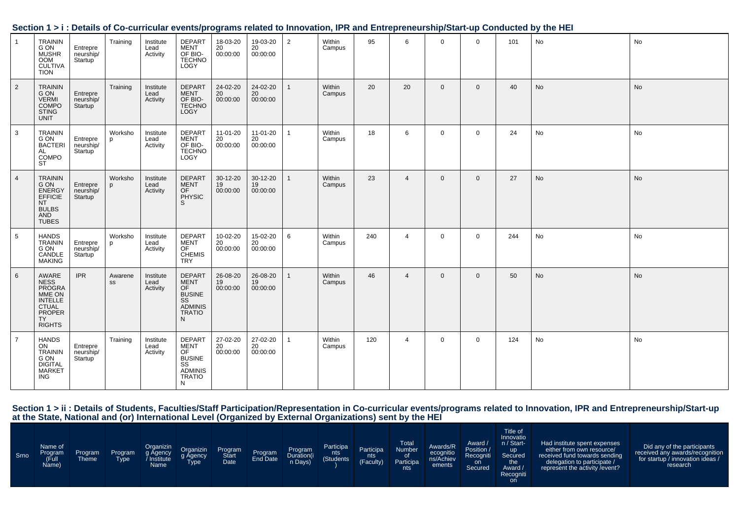## Section 1 > i : Details of Co-curricular events/programs related to Innovation, IPR and Entrepreneurship/Start-up Conducted by the HEI

| | | | | | | | | | | | | | | | | |
|---|---|---|---|---|---|---|---|---|---|---|---|---|---|---|---|---|
| 1 | TRAINING ON MUSHROOM CULTIVATION | Entrepreneurship/Startup | Training | Institute Lead Activity | DEPARTMENT OF BIO-TECHNOLOGY | 18-03-2020 00:00:00 | 19-03-2020 00:00:00 | 2 | Within Campus | 95 | 6 | 0 | 0 | 101 | No | No |
| 2 | TRAINING ON VERMI COMPOSTING UNIT | Entrepreneurship/Startup | Training | Institute Lead Activity | DEPARTMENT OF BIO-TECHNOLOGY | 24-02-2020 00:00:00 | 24-02-2020 00:00:00 | 1 | Within Campus | 20 | 20 | 0 | 0 | 40 | No | No |
| 3 | TRAINING ON BACTERIAL COMPOST | Entrepreneurship/Startup | Workshop | Institute Lead Activity | DEPARTMENT OF BIO-TECHNOLOGY | 11-01-2020 00:00:00 | 11-01-2020 00:00:00 | 1 | Within Campus | 18 | 6 | 0 | 0 | 24 | No | No |
| 4 | TRAINING ON ENERGY EFFICIENT BULBS AND TUBES | Entrepreneurship/Startup | Workshop | Institute Lead Activity | DEPARTMENT OF PHYSICS | 30-12-2019 00:00:00 | 30-12-2019 00:00:00 | 1 | Within Campus | 23 | 4 | 0 | 0 | 27 | No | No |
| 5 | HANDS TRAINING ON CANDLE MAKING | Entrepreneurship/Startup | Workshop | Institute Lead Activity | DEPARTMENT OF CHEMISTRY | 10-02-2020 00:00:00 | 15-02-2020 00:00:00 | 6 | Within Campus | 240 | 4 | 0 | 0 | 244 | No | No |
| 6 | AWARENESS PROGRAMME ON INTELLECTUAL PROPERTY RIGHTS | IPR | Awareness | Institute Lead Activity | DEPARTMENT OF BUSINESS ADMINISTRATION | 26-08-2019 00:00:00 | 26-08-2019 00:00:00 | 1 | Within Campus | 46 | 4 | 0 | 0 | 50 | No | No |
| 7 | HANDS ON TRAINING ON DIGITAL MARKETING | Entrepreneurship/Startup | Training | Institute Lead Activity | DEPARTMENT OF BUSINESS ADMINISTRATION | 27-02-2020 00:00:00 | 27-02-2020 00:00:00 | 1 | Within Campus | 120 | 4 | 0 | 0 | 124 | No | No |

## Section 1 > ii : Details of Students, Faculties/Staff Participation/Representation in Co-curricular events/programs related to Innovation, IPR and Entrepreneurship/Start-up at the State, National and (or) International Level (Organized by External Organizations) sent by the HEI

| Srno | Name of Program (Full Name) | Program Theme | Program Type | Organizing Agency / Institute Name | Organizing Agency Type | Program Start Date | Program End Date | Program Duration(in Days) | Participants (Students) | Participants (Faculty) | Total Number of Participants | Awards/Recognitions/Achievements | Award / Position / Recognition Secured | Title of Innovation / Start-up Secured the Award / Recognition | Had institute spent expenses either from own resource/ received fund towards sending delegation to participate / represent the activity /event? | Did any of the participants received any awards/recognition for startup / innovation ideas / research |
|---|---|---|---|---|---|---|---|---|---|---|---|---|---|---|---|---|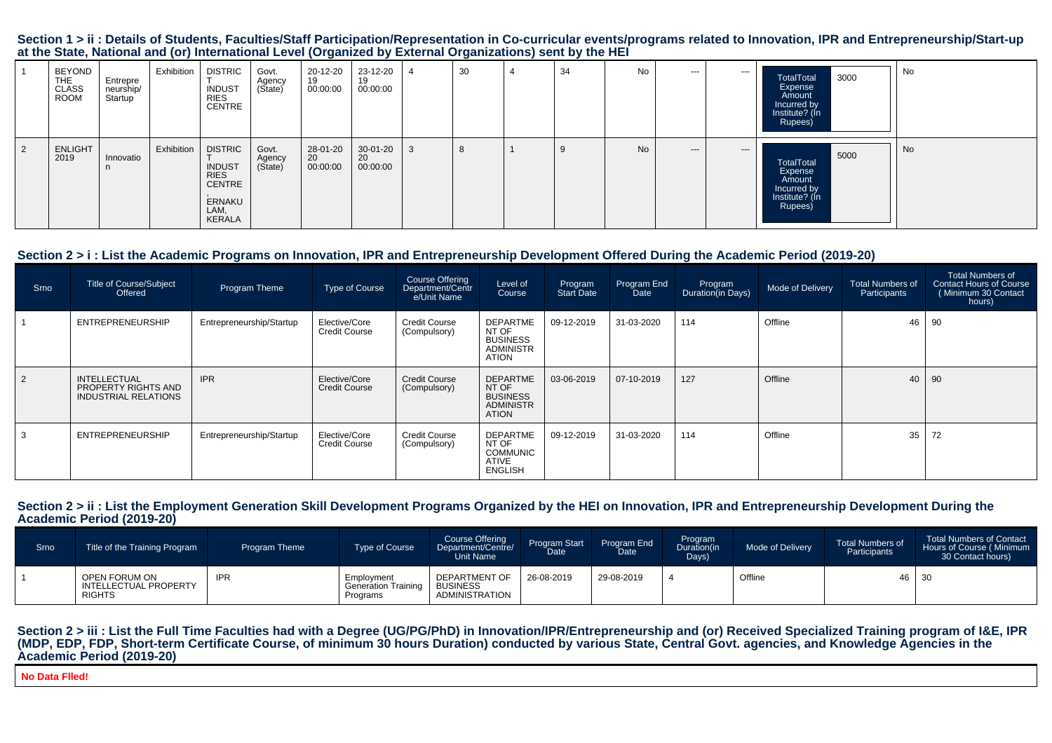## Section 1 > ii : Details of Students, Faculties/Staff Participation/Representation in Co-curricular events/programs related to Innovation, IPR and Entrepreneurship/Start-up at the State, National and (or) International Level (Organized by External Organizations) sent by the HEI

| | | | | | | | | | | | | | | | | |
|---|---|---|---|---|---|---|---|---|---|---|---|---|---|---|---|---|
| 1 | BEYOND THE CLASS ROOM | Entrepreneurship/Startup | Exhibition | DISTRICT INDUSTRIES CENTRE | Govt. Agency (State) | 20-12-2019 00:00:00 | 23-12-2019 00:00:00 | 4 | 30 | 4 | 34 | No | --- | --- | TotalTotal Expense Amount Incurred by Institute? (In Rupees) 3000 | No |
| 2 | ENLIGHT 2019 | Innovation | Exhibition | DISTRICT INDUSTRIES CENTRE , ERNAKULAM, KERALA | Govt. Agency (State) | 28-01-2020 00:00:00 | 30-01-2020 00:00:00 | 3 | 8 | 1 | 9 | No | --- | --- | TotalTotal Expense Amount Incurred by Institute? (In Rupees) 5000 | No |

## Section 2 > i : List the Academic Programs on Innovation, IPR and Entrepreneurship Development Offered During the Academic Period (2019-20)

| Srno | Title of Course/Subject Offered | Program Theme | Type of Course | Course Offering Department/Centre/Unit Name | Level of Course | Program Start Date | Program End Date | Program Duration(in Days) | Mode of Delivery | Total Numbers of Participants | Total Numbers of Contact Hours of Course ( Minimum 30 Contact hours) |
|---|---|---|---|---|---|---|---|---|---|---|---|
| 1 | ENTREPRENEURSHIP | Entrepreneurship/Startup | Elective/Core Credit Course | Credit Course (Compulsory) | DEPARTMENT OF BUSINESS ADMINISTRATION | 09-12-2019 | 31-03-2020 | 114 | Offline | 46 | 90 |
| 2 | INTELLECTUAL PROPERTY RIGHTS AND INDUSTRIAL RELATIONS | IPR | Elective/Core Credit Course | Credit Course (Compulsory) | DEPARTMENT OF BUSINESS ADMINISTRATION | 03-06-2019 | 07-10-2019 | 127 | Offline | 40 | 90 |
| 3 | ENTREPRENEURSHIP | Entrepreneurship/Startup | Elective/Core Credit Course | Credit Course (Compulsory) | DEPARTMENT OF COMMUNICATIVE ENGLISH | 09-12-2019 | 31-03-2020 | 114 | Offline | 35 | 72 |

## Section 2 > ii : List the Employment Generation Skill Development Programs Organized by the HEI on Innovation, IPR and Entrepreneurship Development During the Academic Period (2019-20)

| Srno | Title of the Training Program | Program Theme | Type of Course | Course Offering Department/Centre/Unit Name | Program Start Date | Program End Date | Program Duration(in Days) | Mode of Delivery | Total Numbers of Participants | Total Numbers of Contact Hours of Course ( Minimum 30 Contact hours) |
|---|---|---|---|---|---|---|---|---|---|---|
| 1 | OPEN FORUM ON INTELLECTUAL PROPERTY RIGHTS | IPR | Employment Generation Training Programs | DEPARTMENT OF BUSINESS ADMINISTRATION | 26-08-2019 | 29-08-2019 | 4 | Offline | 46 | 30 |

## Section 2 > iii : List the Full Time Faculties had with a Degree (UG/PG/PhD) in Innovation/IPR/Entrepreneurship and (or) Received Specialized Training program of I&E, IPR (MDP, EDP, FDP, Short-term Certificate Course, of minimum 30 hours Duration) conducted by various State, Central Govt. agencies, and Knowledge Agencies in the Academic Period (2019-20)

**No Data Flled!**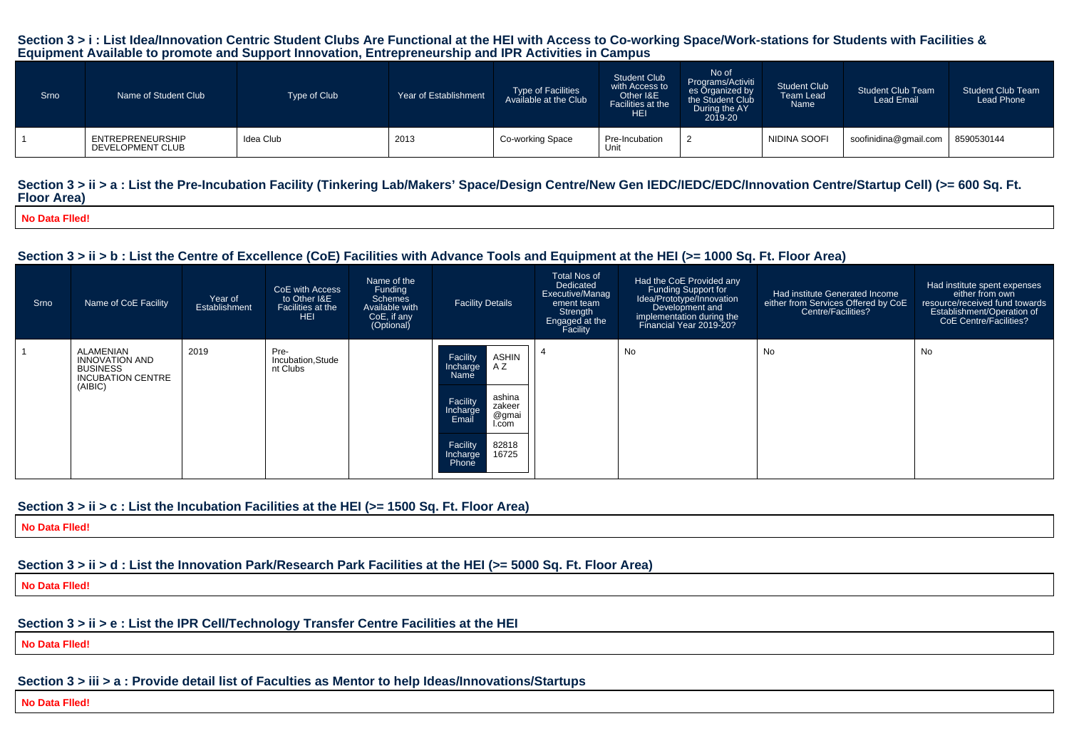## Section 3 > i : List Idea/Innovation Centric Student Clubs Are Functional at the HEI with Access to Co-working Space/Work-stations for Students with Facilities & Equipment Available to promote and Support Innovation, Entrepreneurship and IPR Activities in Campus

| Srno | Name of Student Club | Type of Club | Year of Establishment | Type of Facilities Available at the Club | Student Club with Access to Other I&E Facilities at the HEI | No of Programs/Activities Organized by the Student Club During the AY 2019-20 | Student Club Team Lead Name | Student Club Team Lead Email | Student Club Team Lead Phone |
|---|---|---|---|---|---|---|---|---|---|
| 1 | ENTREPRENEURSHIP DEVELOPMENT CLUB | Idea Club | 2013 | Co-working Space | Pre-Incubation Unit | 2 | NIDINA SOOFI | soofinidina@gmail.com | 8590530144 |

## Section 3 > ii > a : List the Pre-Incubation Facility (Tinkering Lab/Makers' Space/Design Centre/New Gen IEDC/IEDC/EDC/Innovation Centre/Startup Cell) (>= 600 Sq. Ft. Floor Area)

**No Data FIled!**

## Section 3 > ii > b : List the Centre of Excellence (CoE) Facilities with Advance Tools and Equipment at the HEI (>= 1000 Sq. Ft. Floor Area)

| Srno | Name of CoE Facility | Year of Establishment | CoE with Access to Other I&E Facilities at the HEI | Name of the Funding Schemes Available with CoE, if any (Optional) | Facility Details | Total Nos of Dedicated Executive/Management team Strength Engaged at the Facility | Had the CoE Provided any Funding Support for Idea/Prototype/Innovation Development and implementation during the Financial Year 2019-20? | Had institute Generated Income either from Services Offered by CoE Centre/Facilities? | Had institute spent expenses either from own resource/received fund towards Establishment/Operation of CoE Centre/Facilities? |
|---|---|---|---|---|---|---|---|---|---|
| 1 | ALAMENIAN INNOVATION AND BUSINESS INCUBATION CENTRE (AIBIC) | 2019 | Pre-Incubation,Student Clubs | | Facility Incharge Name: ASHIN A Z<br>Facility Incharge Email: ashinazakeer@gmail.com<br>Facility Incharge Phone: 8281816725 | 4 | No | No | No |

## Section 3 > ii > c : List the Incubation Facilities at the HEI (>= 1500 Sq. Ft. Floor Area)

**No Data FIled!**

## Section 3 > ii > d : List the Innovation Park/Research Park Facilities at the HEI (>= 5000 Sq. Ft. Floor Area)

**No Data FIled!**

## Section 3 > ii > e : List the IPR Cell/Technology Transfer Centre Facilities at the HEI

**No Data FIled!**

## Section 3 > iii > a : Provide detail list of Faculties as Mentor to help Ideas/Innovations/Startups

**No Data FIled!**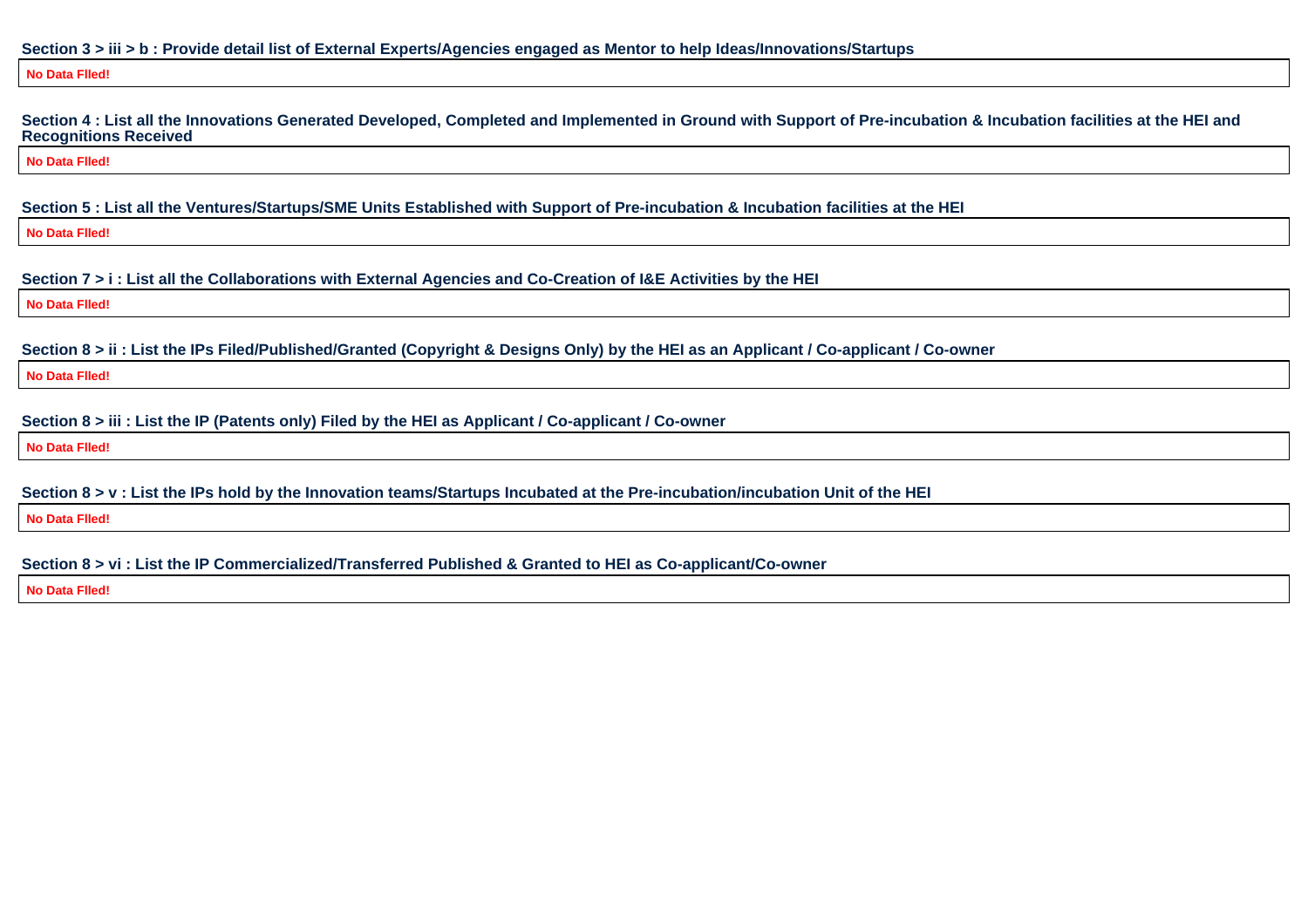**Section 3 > iii > b : Provide detail list of External Experts/Agencies engaged as Mentor to help Ideas/Innovations/Startups**

| No Data FIled! |
|---|

**Section 4 : List all the Innovations Generated Developed, Completed and Implemented in Ground with Support of Pre-incubation & Incubation facilities at the HEI and Recognitions Received**

| No Data FIled! |
|---|

**Section 5 : List all the Ventures/Startups/SME Units Established with Support of Pre-incubation & Incubation facilities at the HEI**

| No Data FIled! |
|---|

**Section 7 > i : List all the Collaborations with External Agencies and Co-Creation of I&E Activities by the HEI**

| No Data FIled! |
|---|

**Section 8 > ii : List the IPs Filed/Published/Granted (Copyright & Designs Only) by the HEI as an Applicant / Co-applicant / Co-owner**

| No Data FIled! |
|---|

**Section 8 > iii : List the IP (Patents only) Filed by the HEI as Applicant / Co-applicant / Co-owner**

| No Data FIled! |
|---|

**Section 8 > v : List the IPs hold by the Innovation teams/Startups Incubated at the Pre-incubation/incubation Unit of the HEI**

| No Data FIled! |
|---|

**Section 8 > vi : List the IP Commercialized/Transferred Published & Granted to HEI as Co-applicant/Co-owner**

| No Data FIled! |
|---|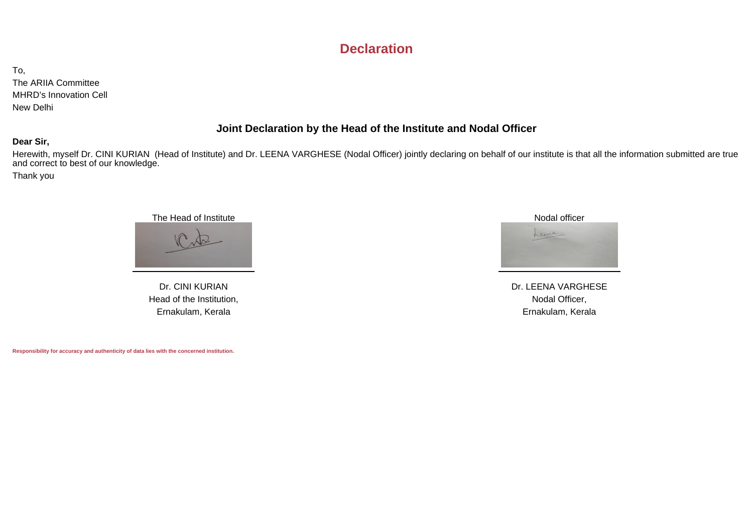# Declaration

To,

The ARIIA Committee

MHRD's Innovation Cell

New Delhi

## Joint Declaration by the Head of the Institute and Nodal Officer

**Dear Sir,**

Herewith, myself Dr. CINI KURIAN (Head of Institute) and Dr. LEENA VARGHESE (Nodal Officer) jointly declaring on behalf of our institute is that all the information submitted are true and correct to best of our knowledge.

Thank you

The Head of Institute

Dr. CINI KURIAN
Head of the Institution,
Ernakulam, Kerala

Nodal officer

Dr. LEENA VARGHESE
Nodal Officer,
Ernakulam, Kerala

**Responsibility for accuracy and authenticity of data lies with the concerned institution.**